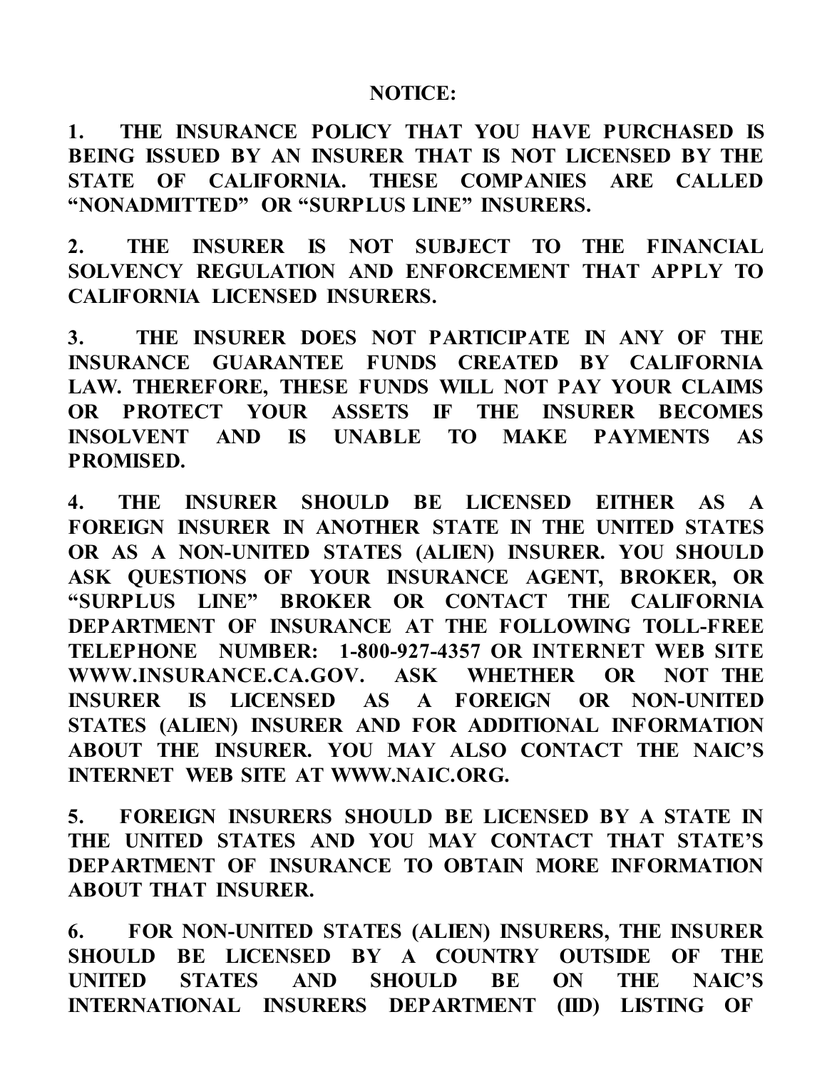**NOTICE:**

1. **THE INSURANCE POLICY THAT YOU HAVE PURCHASED IS BEING ISSUED BY AN INSURER THAT IS NOT LICENSED BY THE STATE OF CALIFORNIA. THESE COMPANIES ARE CALLED "NONADMITTED" OR "SURPLUS LINE" INSURERS.**

2. **THE INSURER IS NOT SUBJECT TO THE FINANCIAL SOLVENCY REGULATION AND ENFORCEMENT THAT APPLY TO CALIFORNIA LICENSED INSURERS.**

3. **THE INSURER DOES NOT PARTICIPATE IN ANY OF THE INSURANCE GUARANTEE FUNDS CREATED BY CALIFORNIA LAW. THEREFORE, THESE FUNDS WILL NOT PAY YOUR CLAIMS OR PROTECT YOUR ASSETS IF THE INSURER BECOMES INSOLVENT AND IS UNABLE TO MAKE PAYMENTS AS PROMISED.**

4. **THE INSURER SHOULD BE LICENSED EITHER AS A FOREIGN INSURER IN ANOTHER STATE IN THE UNITED STATES OR AS A NON-UNITED STATES (ALIEN) INSURER. YOU SHOULD ASK QUESTIONS OF YOUR INSURANCE AGENT, BROKER, OR "SURPLUS LINE" BROKER OR CONTACT THE CALIFORNIA DEPARTMENT OF INSURANCE AT THE FOLLOWING TOLL-FREE TELEPHONE NUMBER: 1-800-927-4357 OR INTERNET WEB SITE WWW.INSURANCE.CA.GOV. ASK WHETHER OR NOT THE INSURER IS LICENSED AS A FOREIGN OR NON-UNITED STATES (ALIEN) INSURER AND FOR ADDITIONAL INFORMATION ABOUT THE INSURER. YOU MAY ALSO CONTACT THE NAIC'S INTERNET WEB SITE AT WWW.NAIC.ORG.**

5. **FOREIGN INSURERS SHOULD BE LICENSED BY A STATE IN THE UNITED STATES AND YOU MAY CONTACT THAT STATE'S DEPARTMENT OF INSURANCE TO OBTAIN MORE INFORMATION ABOUT THAT INSURER.**

6. **FOR NON-UNITED STATES (ALIEN) INSURERS, THE INSURER SHOULD BE LICENSED BY A COUNTRY OUTSIDE OF THE UNITED STATES AND SHOULD BE ON THE NAIC'S INTERNATIONAL INSURERS DEPARTMENT (IID) LISTING OF**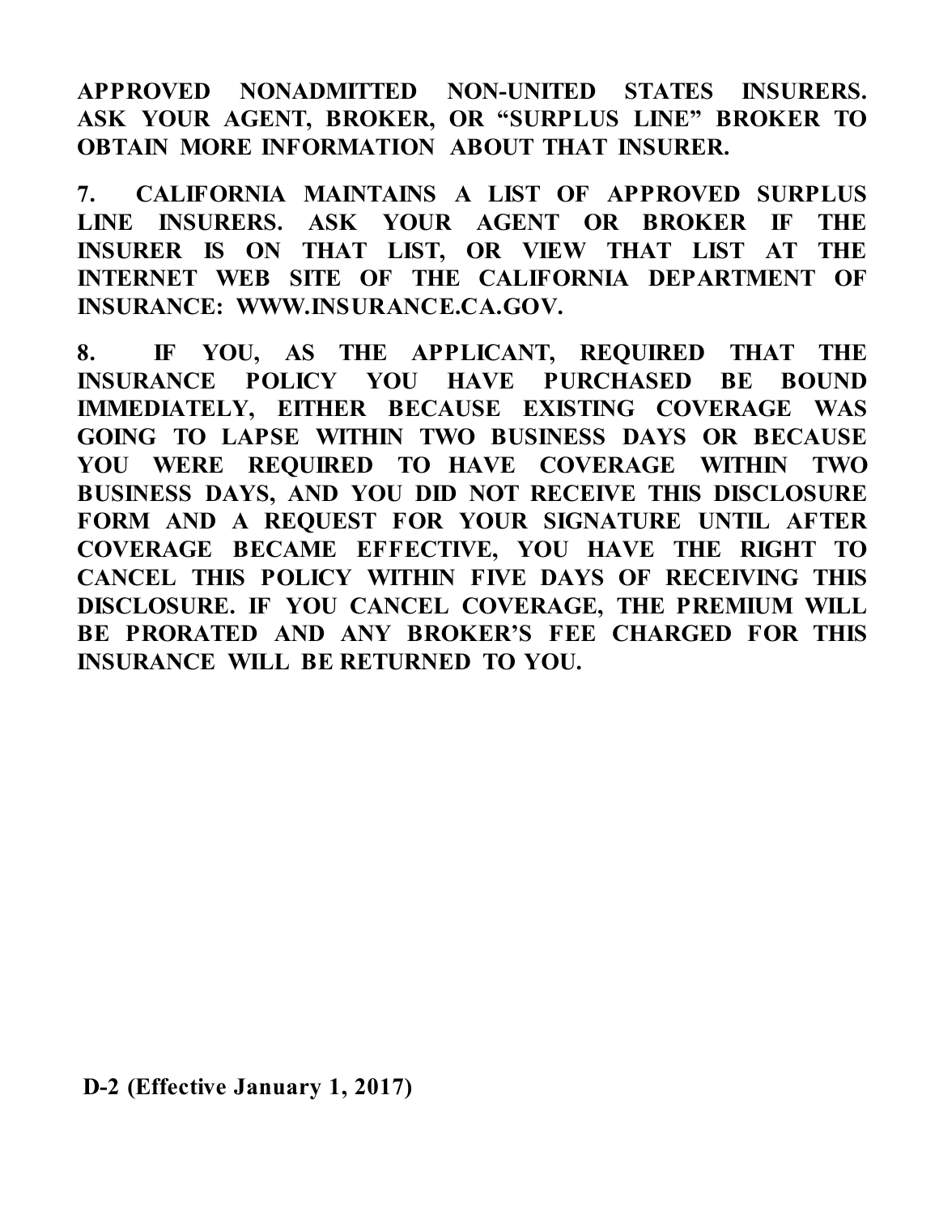**APPROVED NONADMITTED NON-UNITED STATES INSURERS. ASK YOUR AGENT, BROKER, OR "SURPLUS LINE" BROKER TO OBTAIN MORE INFORMATION ABOUT THAT INSURER.**

**7. CALIFORNIA MAINTAINS A LIST OF APPROVED SURPLUS LINE INSURERS. ASK YOUR AGENT OR BROKER IF THE INSURER IS ON THAT LIST, OR VIEW THAT LIST AT THE INTERNET WEB SITE OF THE CALIFORNIA DEPARTMENT OF INSURANCE: WWW.INSURANCE.CA.GOV.**

**8. IF YOU, AS THE APPLICANT, REQUIRED THAT THE INSURANCE POLICY YOU HAVE PURCHASED BE BOUND IMMEDIATELY, EITHER BECAUSE EXISTING COVERAGE WAS GOING TO LAPSE WITHIN TWO BUSINESS DAYS OR BECAUSE YOU WERE REQUIRED TO HAVE COVERAGE WITHIN TWO BUSINESS DAYS, AND YOU DID NOT RECEIVE THIS DISCLOSURE FORM AND A REQUEST FOR YOUR SIGNATURE UNTIL AFTER COVERAGE BECAME EFFECTIVE, YOU HAVE THE RIGHT TO CANCEL THIS POLICY WITHIN FIVE DAYS OF RECEIVING THIS DISCLOSURE. IF YOU CANCEL COVERAGE, THE PREMIUM WILL BE PRORATED AND ANY BROKER'S FEE CHARGED FOR THIS INSURANCE WILL BE RETURNED TO YOU.**

**D-2 (Effective January 1, 2017)**